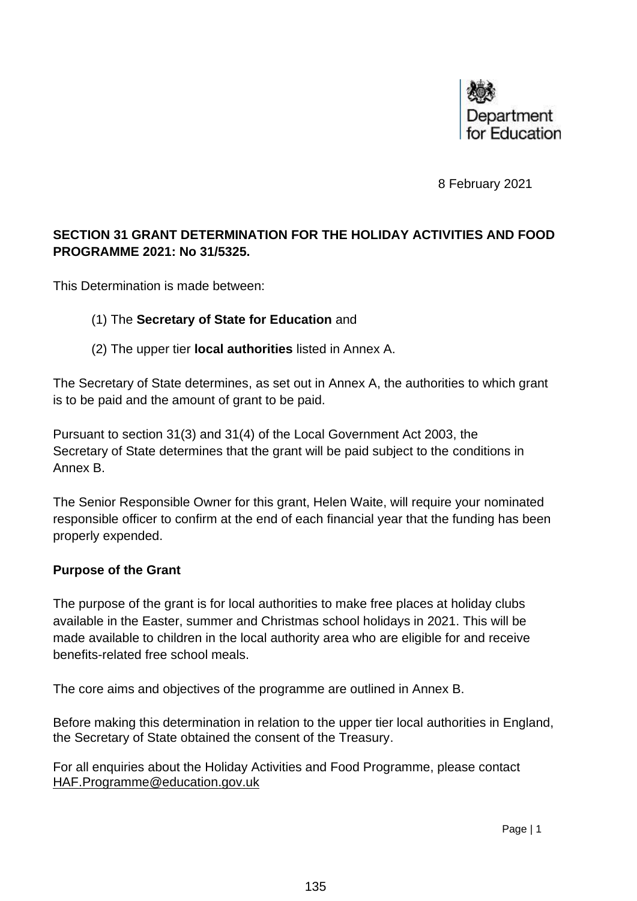Department for Education

8 February 2021

**SECTION 31 GRANT DETERMINATION FOR THE HOLIDAY ACTIVITIES AND FOOD PROGRAMME 2021: No 31/5325.**

This Determination is made between:

(1) The **Secretary of State for Education** and

(2) The upper tier **local authorities** listed in Annex A.

The Secretary of State determines, as set out in Annex A, the authorities to which grant is to be paid and the amount of grant to be paid.

Pursuant to section 31(3) and 31(4) of the Local Government Act 2003, the Secretary of State determines that the grant will be paid subject to the conditions in Annex B.

The Senior Responsible Owner for this grant, Helen Waite, will require your nominated responsible officer to confirm at the end of each financial year that the funding has been properly expended.

**Purpose of the Grant**

The purpose of the grant is for local authorities to make free places at holiday clubs available in the Easter, summer and Christmas school holidays in 2021. This will be made available to children in the local authority area who are eligible for and receive benefits-related free school meals.

The core aims and objectives of the programme are outlined in Annex B.

Before making this determination in relation to the upper tier local authorities in England, the Secretary of State obtained the consent of the Treasury.

For all enquiries about the Holiday Activities and Food Programme, please contact HAF.Programme@education.gov.uk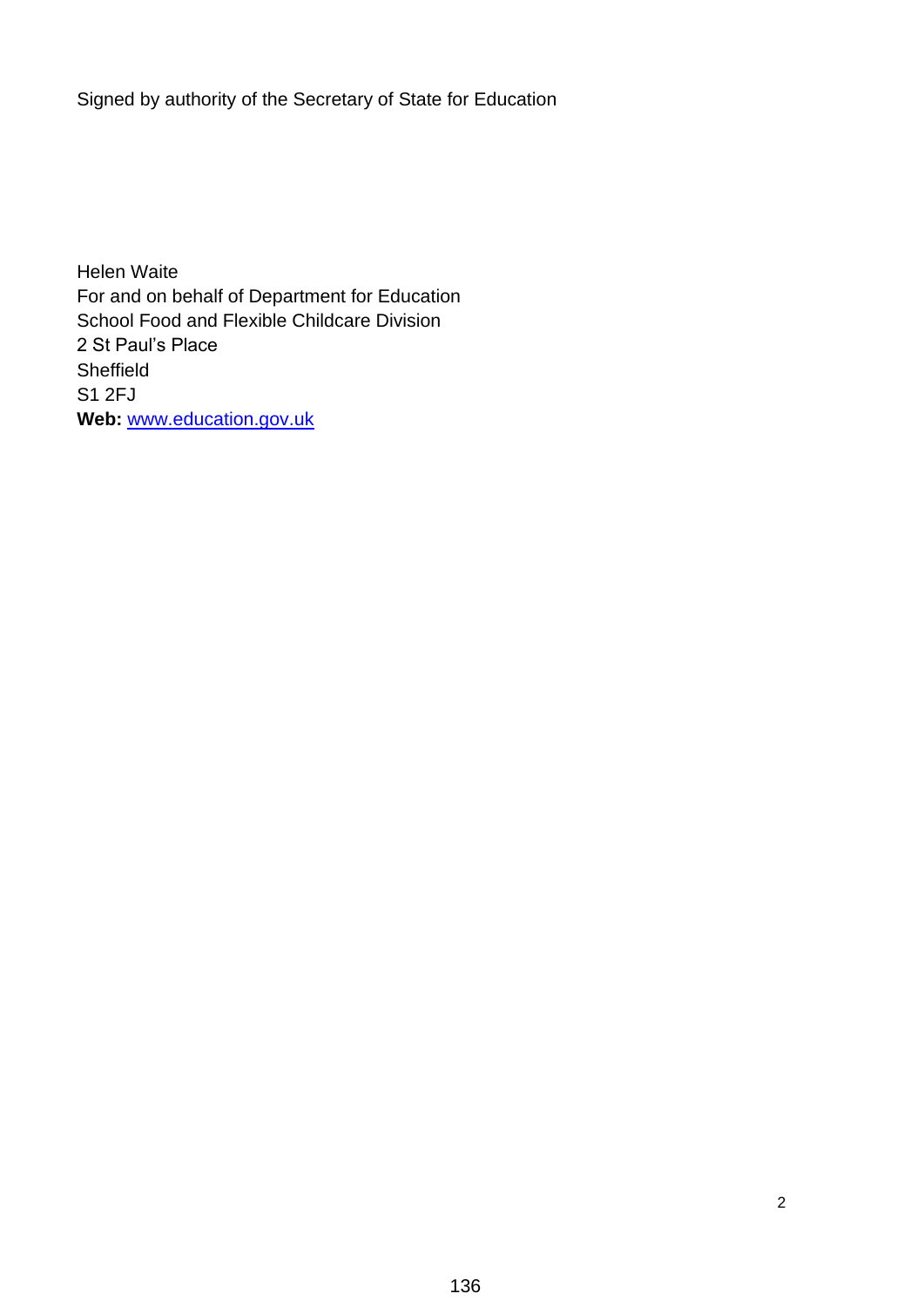Signed by authority of the Secretary of State for Education

Helen Waite
For and on behalf of Department for Education
School Food and Flexible Childcare Division
2 St Paul's Place
Sheffield
S1 2FJ
**Web:** www.education.gov.uk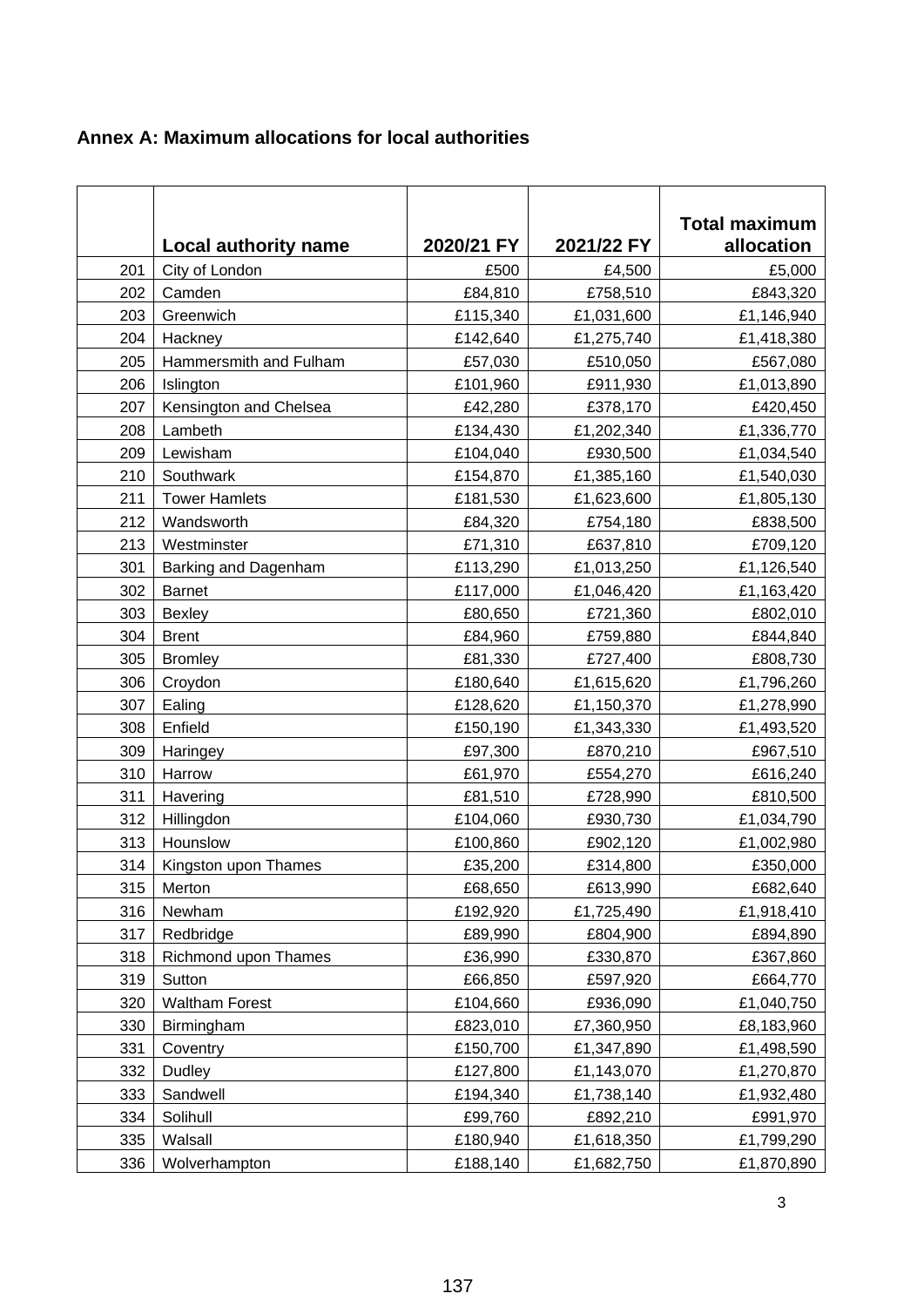## Annex A: Maximum allocations for local authorities

| | Local authority name | 2020/21 FY | 2021/22 FY | Total maximum allocation |
|---|---|---|---|---|
| 201 | City of London | £500 | £4,500 | £5,000 |
| 202 | Camden | £84,810 | £758,510 | £843,320 |
| 203 | Greenwich | £115,340 | £1,031,600 | £1,146,940 |
| 204 | Hackney | £142,640 | £1,275,740 | £1,418,380 |
| 205 | Hammersmith and Fulham | £57,030 | £510,050 | £567,080 |
| 206 | Islington | £101,960 | £911,930 | £1,013,890 |
| 207 | Kensington and Chelsea | £42,280 | £378,170 | £420,450 |
| 208 | Lambeth | £134,430 | £1,202,340 | £1,336,770 |
| 209 | Lewisham | £104,040 | £930,500 | £1,034,540 |
| 210 | Southwark | £154,870 | £1,385,160 | £1,540,030 |
| 211 | Tower Hamlets | £181,530 | £1,623,600 | £1,805,130 |
| 212 | Wandsworth | £84,320 | £754,180 | £838,500 |
| 213 | Westminster | £71,310 | £637,810 | £709,120 |
| 301 | Barking and Dagenham | £113,290 | £1,013,250 | £1,126,540 |
| 302 | Barnet | £117,000 | £1,046,420 | £1,163,420 |
| 303 | Bexley | £80,650 | £721,360 | £802,010 |
| 304 | Brent | £84,960 | £759,880 | £844,840 |
| 305 | Bromley | £81,330 | £727,400 | £808,730 |
| 306 | Croydon | £180,640 | £1,615,620 | £1,796,260 |
| 307 | Ealing | £128,620 | £1,150,370 | £1,278,990 |
| 308 | Enfield | £150,190 | £1,343,330 | £1,493,520 |
| 309 | Haringey | £97,300 | £870,210 | £967,510 |
| 310 | Harrow | £61,970 | £554,270 | £616,240 |
| 311 | Havering | £81,510 | £728,990 | £810,500 |
| 312 | Hillingdon | £104,060 | £930,730 | £1,034,790 |
| 313 | Hounslow | £100,860 | £902,120 | £1,002,980 |
| 314 | Kingston upon Thames | £35,200 | £314,800 | £350,000 |
| 315 | Merton | £68,650 | £613,990 | £682,640 |
| 316 | Newham | £192,920 | £1,725,490 | £1,918,410 |
| 317 | Redbridge | £89,990 | £804,900 | £894,890 |
| 318 | Richmond upon Thames | £36,990 | £330,870 | £367,860 |
| 319 | Sutton | £66,850 | £597,920 | £664,770 |
| 320 | Waltham Forest | £104,660 | £936,090 | £1,040,750 |
| 330 | Birmingham | £823,010 | £7,360,950 | £8,183,960 |
| 331 | Coventry | £150,700 | £1,347,890 | £1,498,590 |
| 332 | Dudley | £127,800 | £1,143,070 | £1,270,870 |
| 333 | Sandwell | £194,340 | £1,738,140 | £1,932,480 |
| 334 | Solihull | £99,760 | £892,210 | £991,970 |
| 335 | Walsall | £180,940 | £1,618,350 | £1,799,290 |
| 336 | Wolverhampton | £188,140 | £1,682,750 | £1,870,890 |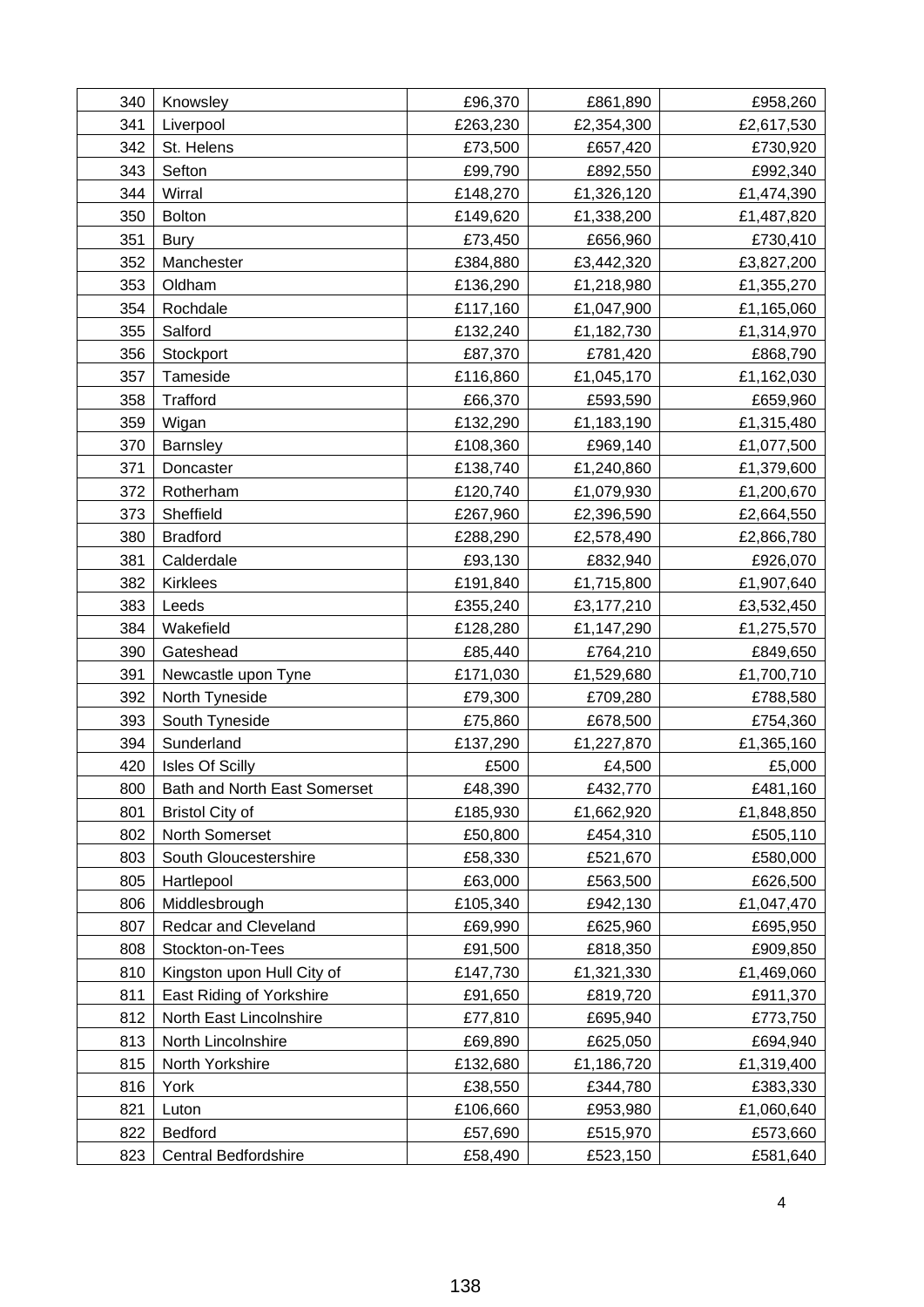| | | | | |
|---|---|---|---|---|
| 340 | Knowsley | £96,370 | £861,890 | £958,260 |
| 341 | Liverpool | £263,230 | £2,354,300 | £2,617,530 |
| 342 | St. Helens | £73,500 | £657,420 | £730,920 |
| 343 | Sefton | £99,790 | £892,550 | £992,340 |
| 344 | Wirral | £148,270 | £1,326,120 | £1,474,390 |
| 350 | Bolton | £149,620 | £1,338,200 | £1,487,820 |
| 351 | Bury | £73,450 | £656,960 | £730,410 |
| 352 | Manchester | £384,880 | £3,442,320 | £3,827,200 |
| 353 | Oldham | £136,290 | £1,218,980 | £1,355,270 |
| 354 | Rochdale | £117,160 | £1,047,900 | £1,165,060 |
| 355 | Salford | £132,240 | £1,182,730 | £1,314,970 |
| 356 | Stockport | £87,370 | £781,420 | £868,790 |
| 357 | Tameside | £116,860 | £1,045,170 | £1,162,030 |
| 358 | Trafford | £66,370 | £593,590 | £659,960 |
| 359 | Wigan | £132,290 | £1,183,190 | £1,315,480 |
| 370 | Barnsley | £108,360 | £969,140 | £1,077,500 |
| 371 | Doncaster | £138,740 | £1,240,860 | £1,379,600 |
| 372 | Rotherham | £120,740 | £1,079,930 | £1,200,670 |
| 373 | Sheffield | £267,960 | £2,396,590 | £2,664,550 |
| 380 | Bradford | £288,290 | £2,578,490 | £2,866,780 |
| 381 | Calderdale | £93,130 | £832,940 | £926,070 |
| 382 | Kirklees | £191,840 | £1,715,800 | £1,907,640 |
| 383 | Leeds | £355,240 | £3,177,210 | £3,532,450 |
| 384 | Wakefield | £128,280 | £1,147,290 | £1,275,570 |
| 390 | Gateshead | £85,440 | £764,210 | £849,650 |
| 391 | Newcastle upon Tyne | £171,030 | £1,529,680 | £1,700,710 |
| 392 | North Tyneside | £79,300 | £709,280 | £788,580 |
| 393 | South Tyneside | £75,860 | £678,500 | £754,360 |
| 394 | Sunderland | £137,290 | £1,227,870 | £1,365,160 |
| 420 | Isles Of Scilly | £500 | £4,500 | £5,000 |
| 800 | Bath and North East Somerset | £48,390 | £432,770 | £481,160 |
| 801 | Bristol City of | £185,930 | £1,662,920 | £1,848,850 |
| 802 | North Somerset | £50,800 | £454,310 | £505,110 |
| 803 | South Gloucestershire | £58,330 | £521,670 | £580,000 |
| 805 | Hartlepool | £63,000 | £563,500 | £626,500 |
| 806 | Middlesbrough | £105,340 | £942,130 | £1,047,470 |
| 807 | Redcar and Cleveland | £69,990 | £625,960 | £695,950 |
| 808 | Stockton-on-Tees | £91,500 | £818,350 | £909,850 |
| 810 | Kingston upon Hull City of | £147,730 | £1,321,330 | £1,469,060 |
| 811 | East Riding of Yorkshire | £91,650 | £819,720 | £911,370 |
| 812 | North East Lincolnshire | £77,810 | £695,940 | £773,750 |
| 813 | North Lincolnshire | £69,890 | £625,050 | £694,940 |
| 815 | North Yorkshire | £132,680 | £1,186,720 | £1,319,400 |
| 816 | York | £38,550 | £344,780 | £383,330 |
| 821 | Luton | £106,660 | £953,980 | £1,060,640 |
| 822 | Bedford | £57,690 | £515,970 | £573,660 |
| 823 | Central Bedfordshire | £58,490 | £523,150 | £581,640 |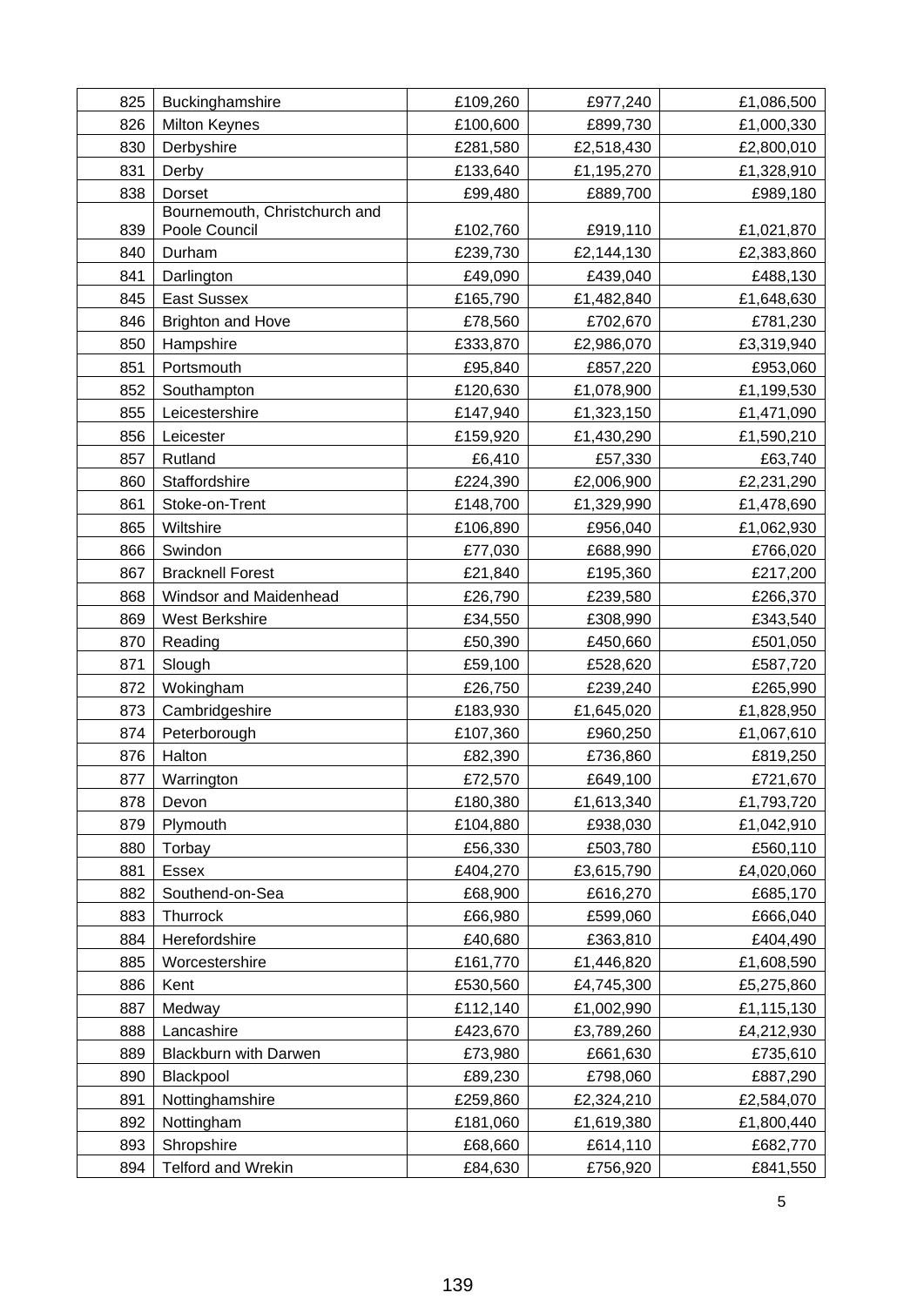| | | | | |
|---|---|---|---|---|
| 825 | Buckinghamshire | £109,260 | £977,240 | £1,086,500 |
| 826 | Milton Keynes | £100,600 | £899,730 | £1,000,330 |
| 830 | Derbyshire | £281,580 | £2,518,430 | £2,800,010 |
| 831 | Derby | £133,640 | £1,195,270 | £1,328,910 |
| 838 | Dorset | £99,480 | £889,700 | £989,180 |
| 839 | Bournemouth, Christchurch and Poole Council | £102,760 | £919,110 | £1,021,870 |
| 840 | Durham | £239,730 | £2,144,130 | £2,383,860 |
| 841 | Darlington | £49,090 | £439,040 | £488,130 |
| 845 | East Sussex | £165,790 | £1,482,840 | £1,648,630 |
| 846 | Brighton and Hove | £78,560 | £702,670 | £781,230 |
| 850 | Hampshire | £333,870 | £2,986,070 | £3,319,940 |
| 851 | Portsmouth | £95,840 | £857,220 | £953,060 |
| 852 | Southampton | £120,630 | £1,078,900 | £1,199,530 |
| 855 | Leicestershire | £147,940 | £1,323,150 | £1,471,090 |
| 856 | Leicester | £159,920 | £1,430,290 | £1,590,210 |
| 857 | Rutland | £6,410 | £57,330 | £63,740 |
| 860 | Staffordshire | £224,390 | £2,006,900 | £2,231,290 |
| 861 | Stoke-on-Trent | £148,700 | £1,329,990 | £1,478,690 |
| 865 | Wiltshire | £106,890 | £956,040 | £1,062,930 |
| 866 | Swindon | £77,030 | £688,990 | £766,020 |
| 867 | Bracknell Forest | £21,840 | £195,360 | £217,200 |
| 868 | Windsor and Maidenhead | £26,790 | £239,580 | £266,370 |
| 869 | West Berkshire | £34,550 | £308,990 | £343,540 |
| 870 | Reading | £50,390 | £450,660 | £501,050 |
| 871 | Slough | £59,100 | £528,620 | £587,720 |
| 872 | Wokingham | £26,750 | £239,240 | £265,990 |
| 873 | Cambridgeshire | £183,930 | £1,645,020 | £1,828,950 |
| 874 | Peterborough | £107,360 | £960,250 | £1,067,610 |
| 876 | Halton | £82,390 | £736,860 | £819,250 |
| 877 | Warrington | £72,570 | £649,100 | £721,670 |
| 878 | Devon | £180,380 | £1,613,340 | £1,793,720 |
| 879 | Plymouth | £104,880 | £938,030 | £1,042,910 |
| 880 | Torbay | £56,330 | £503,780 | £560,110 |
| 881 | Essex | £404,270 | £3,615,790 | £4,020,060 |
| 882 | Southend-on-Sea | £68,900 | £616,270 | £685,170 |
| 883 | Thurrock | £66,980 | £599,060 | £666,040 |
| 884 | Herefordshire | £40,680 | £363,810 | £404,490 |
| 885 | Worcestershire | £161,770 | £1,446,820 | £1,608,590 |
| 886 | Kent | £530,560 | £4,745,300 | £5,275,860 |
| 887 | Medway | £112,140 | £1,002,990 | £1,115,130 |
| 888 | Lancashire | £423,670 | £3,789,260 | £4,212,930 |
| 889 | Blackburn with Darwen | £73,980 | £661,630 | £735,610 |
| 890 | Blackpool | £89,230 | £798,060 | £887,290 |
| 891 | Nottinghamshire | £259,860 | £2,324,210 | £2,584,070 |
| 892 | Nottingham | £181,060 | £1,619,380 | £1,800,440 |
| 893 | Shropshire | £68,660 | £614,110 | £682,770 |
| 894 | Telford and Wrekin | £84,630 | £756,920 | £841,550 |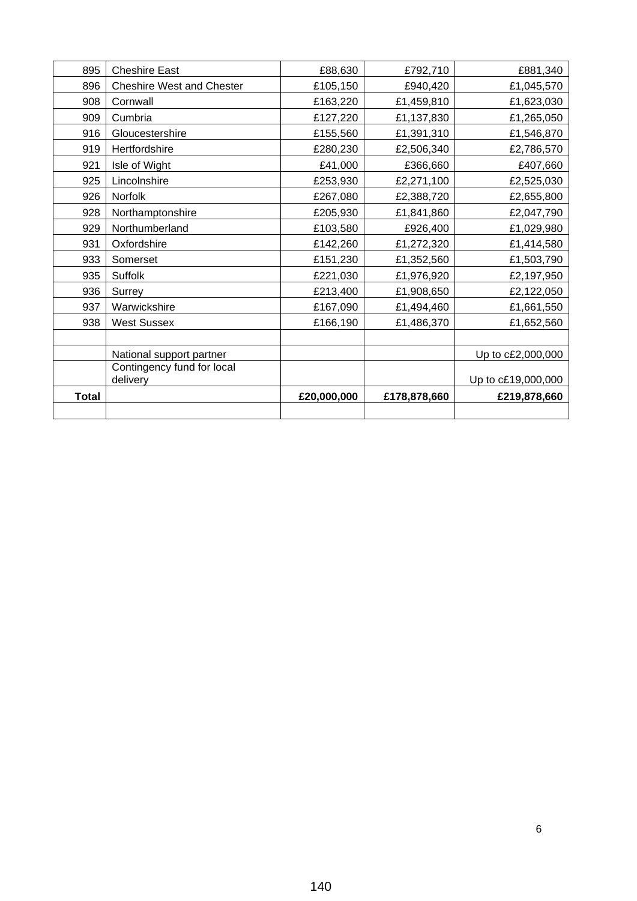| | | | | |
|---|---|---|---|---|
| 895 | Cheshire East | £88,630 | £792,710 | £881,340 |
| 896 | Cheshire West and Chester | £105,150 | £940,420 | £1,045,570 |
| 908 | Cornwall | £163,220 | £1,459,810 | £1,623,030 |
| 909 | Cumbria | £127,220 | £1,137,830 | £1,265,050 |
| 916 | Gloucestershire | £155,560 | £1,391,310 | £1,546,870 |
| 919 | Hertfordshire | £280,230 | £2,506,340 | £2,786,570 |
| 921 | Isle of Wight | £41,000 | £366,660 | £407,660 |
| 925 | Lincolnshire | £253,930 | £2,271,100 | £2,525,030 |
| 926 | Norfolk | £267,080 | £2,388,720 | £2,655,800 |
| 928 | Northamptonshire | £205,930 | £1,841,860 | £2,047,790 |
| 929 | Northumberland | £103,580 | £926,400 | £1,029,980 |
| 931 | Oxfordshire | £142,260 | £1,272,320 | £1,414,580 |
| 933 | Somerset | £151,230 | £1,352,560 | £1,503,790 |
| 935 | Suffolk | £221,030 | £1,976,920 | £2,197,950 |
| 936 | Surrey | £213,400 | £1,908,650 | £2,122,050 |
| 937 | Warwickshire | £167,090 | £1,494,460 | £1,661,550 |
| 938 | West Sussex | £166,190 | £1,486,370 | £1,652,560 |
| | | | | |
| | National support partner | | | Up to c£2,000,000 |
| | Contingency fund for local delivery | | | Up to c£19,000,000 |
| **Total** | | **£20,000,000** | **£178,878,660** | **£219,878,660** |
| | | | | |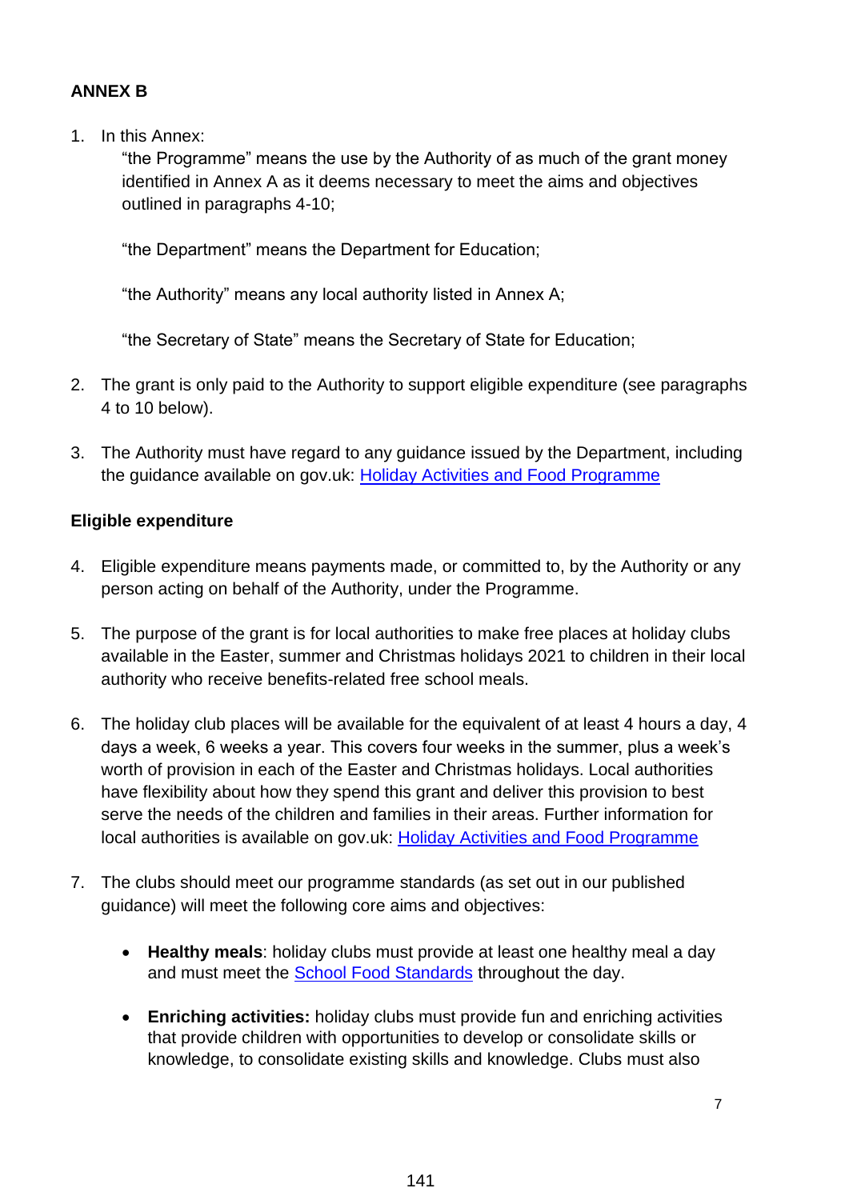**ANNEX B**

1. In this Annex:

   "the Programme" means the use by the Authority of as much of the grant money identified in Annex A as it deems necessary to meet the aims and objectives outlined in paragraphs 4-10;

   "the Department" means the Department for Education;

   "the Authority" means any local authority listed in Annex A;

   "the Secretary of State" means the Secretary of State for Education;

2. The grant is only paid to the Authority to support eligible expenditure (see paragraphs 4 to 10 below).

3. The Authority must have regard to any guidance issued by the Department, including the guidance available on gov.uk: [Holiday Activities and Food Programme]

**Eligible expenditure**

4. Eligible expenditure means payments made, or committed to, by the Authority or any person acting on behalf of the Authority, under the Programme.

5. The purpose of the grant is for local authorities to make free places at holiday clubs available in the Easter, summer and Christmas holidays 2021 to children in their local authority who receive benefits-related free school meals.

6. The holiday club places will be available for the equivalent of at least 4 hours a day, 4 days a week, 6 weeks a year. This covers four weeks in the summer, plus a week's worth of provision in each of the Easter and Christmas holidays. Local authorities have flexibility about how they spend this grant and deliver this provision to best serve the needs of the children and families in their areas. Further information for local authorities is available on gov.uk: [Holiday Activities and Food Programme]

7. The clubs should meet our programme standards (as set out in our published guidance) will meet the following core aims and objectives:

   - **Healthy meals**: holiday clubs must provide at least one healthy meal a day and must meet the [School Food Standards] throughout the day.

   - **Enriching activities:** holiday clubs must provide fun and enriching activities that provide children with opportunities to develop or consolidate skills or knowledge, to consolidate existing skills and knowledge. Clubs must also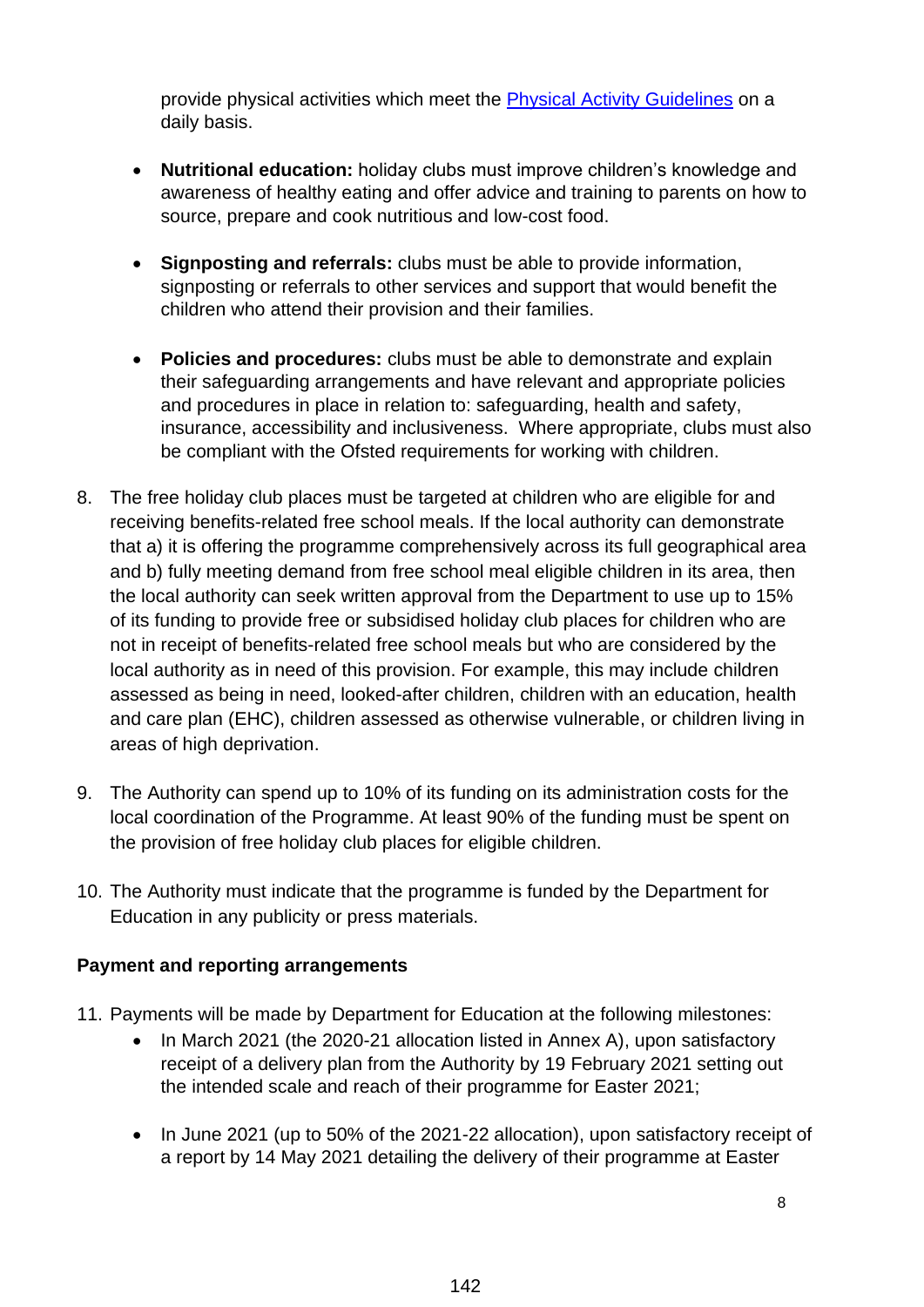provide physical activities which meet the [Physical Activity Guidelines] on a daily basis.

- **Nutritional education:** holiday clubs must improve children's knowledge and awareness of healthy eating and offer advice and training to parents on how to source, prepare and cook nutritious and low-cost food.

- **Signposting and referrals:** clubs must be able to provide information, signposting or referrals to other services and support that would benefit the children who attend their provision and their families.

- **Policies and procedures:** clubs must be able to demonstrate and explain their safeguarding arrangements and have relevant and appropriate policies and procedures in place in relation to: safeguarding, health and safety, insurance, accessibility and inclusiveness. Where appropriate, clubs must also be compliant with the Ofsted requirements for working with children.

8. The free holiday club places must be targeted at children who are eligible for and receiving benefits-related free school meals. If the local authority can demonstrate that a) it is offering the programme comprehensively across its full geographical area and b) fully meeting demand from free school meal eligible children in its area, then the local authority can seek written approval from the Department to use up to 15% of its funding to provide free or subsidised holiday club places for children who are not in receipt of benefits-related free school meals but who are considered by the local authority as in need of this provision. For example, this may include children assessed as being in need, looked-after children, children with an education, health and care plan (EHC), children assessed as otherwise vulnerable, or children living in areas of high deprivation.

9. The Authority can spend up to 10% of its funding on its administration costs for the local coordination of the Programme. At least 90% of the funding must be spent on the provision of free holiday club places for eligible children.

10. The Authority must indicate that the programme is funded by the Department for Education in any publicity or press materials.

**Payment and reporting arrangements**

11. Payments will be made by Department for Education at the following milestones:
    - In March 2021 (the 2020-21 allocation listed in Annex A), upon satisfactory receipt of a delivery plan from the Authority by 19 February 2021 setting out the intended scale and reach of their programme for Easter 2021;

    - In June 2021 (up to 50% of the 2021-22 allocation), upon satisfactory receipt of a report by 14 May 2021 detailing the delivery of their programme at Easter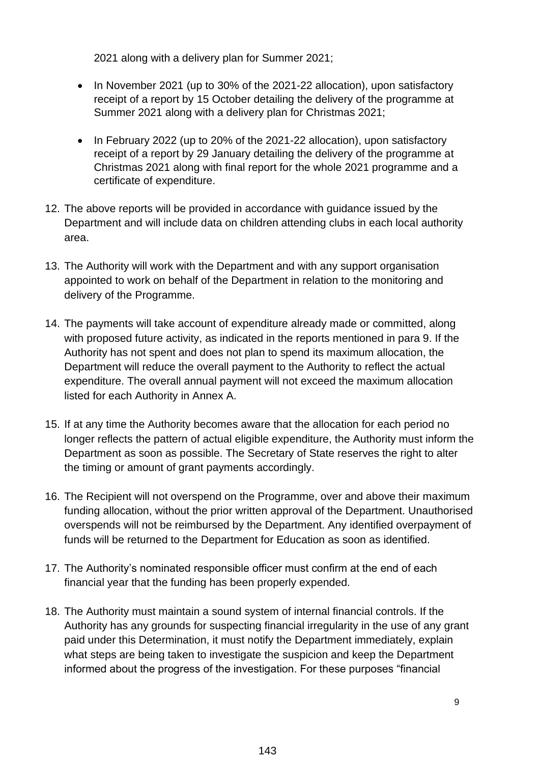2021 along with a delivery plan for Summer 2021;

- In November 2021 (up to 30% of the 2021-22 allocation), upon satisfactory receipt of a report by 15 October detailing the delivery of the programme at Summer 2021 along with a delivery plan for Christmas 2021;
- In February 2022 (up to 20% of the 2021-22 allocation), upon satisfactory receipt of a report by 29 January detailing the delivery of the programme at Christmas 2021 along with final report for the whole 2021 programme and a certificate of expenditure.

12. The above reports will be provided in accordance with guidance issued by the Department and will include data on children attending clubs in each local authority area.

13. The Authority will work with the Department and with any support organisation appointed to work on behalf of the Department in relation to the monitoring and delivery of the Programme.

14. The payments will take account of expenditure already made or committed, along with proposed future activity, as indicated in the reports mentioned in para 9. If the Authority has not spent and does not plan to spend its maximum allocation, the Department will reduce the overall payment to the Authority to reflect the actual expenditure. The overall annual payment will not exceed the maximum allocation listed for each Authority in Annex A.

15. If at any time the Authority becomes aware that the allocation for each period no longer reflects the pattern of actual eligible expenditure, the Authority must inform the Department as soon as possible. The Secretary of State reserves the right to alter the timing or amount of grant payments accordingly.

16. The Recipient will not overspend on the Programme, over and above their maximum funding allocation, without the prior written approval of the Department. Unauthorised overspends will not be reimbursed by the Department. Any identified overpayment of funds will be returned to the Department for Education as soon as identified.

17. The Authority's nominated responsible officer must confirm at the end of each financial year that the funding has been properly expended.

18. The Authority must maintain a sound system of internal financial controls. If the Authority has any grounds for suspecting financial irregularity in the use of any grant paid under this Determination, it must notify the Department immediately, explain what steps are being taken to investigate the suspicion and keep the Department informed about the progress of the investigation. For these purposes "financial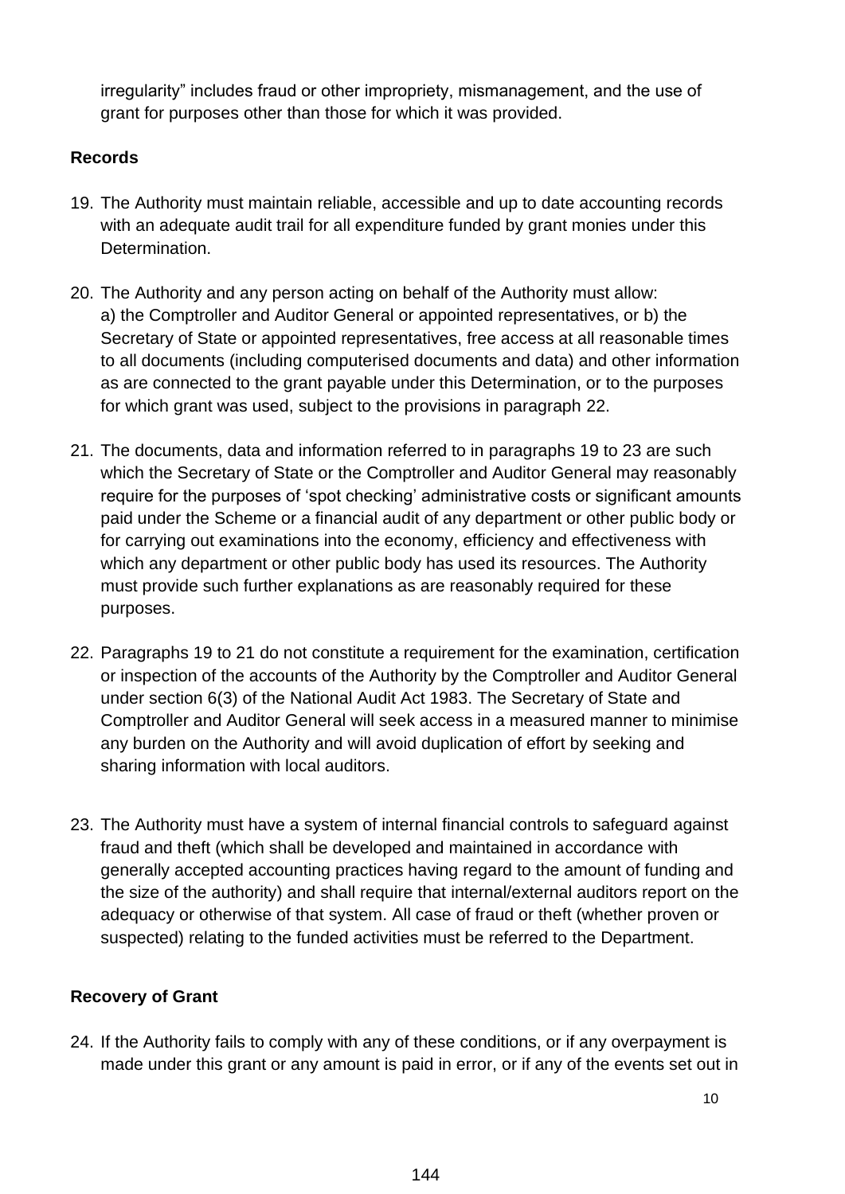irregularity" includes fraud or other impropriety, mismanagement, and the use of grant for purposes other than those for which it was provided.

**Records**

19. The Authority must maintain reliable, accessible and up to date accounting records with an adequate audit trail for all expenditure funded by grant monies under this Determination.

20. The Authority and any person acting on behalf of the Authority must allow:
    a) the Comptroller and Auditor General or appointed representatives, or b) the Secretary of State or appointed representatives, free access at all reasonable times to all documents (including computerised documents and data) and other information as are connected to the grant payable under this Determination, or to the purposes for which grant was used, subject to the provisions in paragraph 22.

21. The documents, data and information referred to in paragraphs 19 to 23 are such which the Secretary of State or the Comptroller and Auditor General may reasonably require for the purposes of 'spot checking' administrative costs or significant amounts paid under the Scheme or a financial audit of any department or other public body or for carrying out examinations into the economy, efficiency and effectiveness with which any department or other public body has used its resources. The Authority must provide such further explanations as are reasonably required for these purposes.

22. Paragraphs 19 to 21 do not constitute a requirement for the examination, certification or inspection of the accounts of the Authority by the Comptroller and Auditor General under section 6(3) of the National Audit Act 1983. The Secretary of State and Comptroller and Auditor General will seek access in a measured manner to minimise any burden on the Authority and will avoid duplication of effort by seeking and sharing information with local auditors.

23. The Authority must have a system of internal financial controls to safeguard against fraud and theft (which shall be developed and maintained in accordance with generally accepted accounting practices having regard to the amount of funding and the size of the authority) and shall require that internal/external auditors report on the adequacy or otherwise of that system. All case of fraud or theft (whether proven or suspected) relating to the funded activities must be referred to the Department.

**Recovery of Grant**

24. If the Authority fails to comply with any of these conditions, or if any overpayment is made under this grant or any amount is paid in error, or if any of the events set out in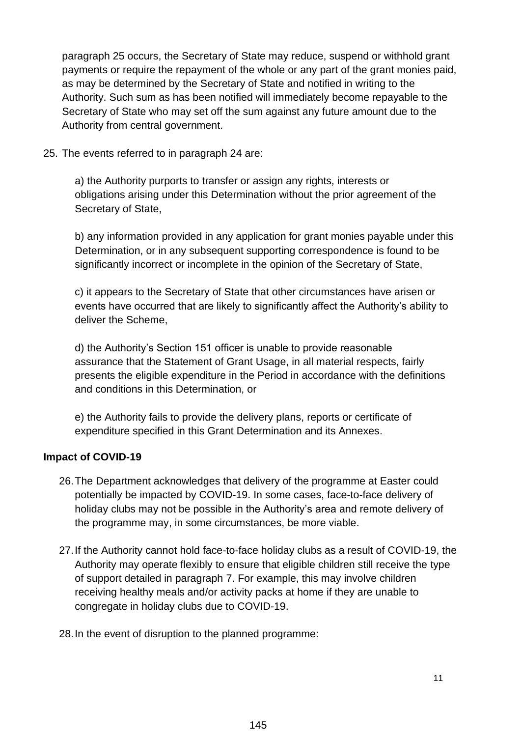paragraph 25 occurs, the Secretary of State may reduce, suspend or withhold grant payments or require the repayment of the whole or any part of the grant monies paid, as may be determined by the Secretary of State and notified in writing to the Authority. Such sum as has been notified will immediately become repayable to the Secretary of State who may set off the sum against any future amount due to the Authority from central government.

25. The events referred to in paragraph 24 are:

    a) the Authority purports to transfer or assign any rights, interests or obligations arising under this Determination without the prior agreement of the Secretary of State,

    b) any information provided in any application for grant monies payable under this Determination, or in any subsequent supporting correspondence is found to be significantly incorrect or incomplete in the opinion of the Secretary of State,

    c) it appears to the Secretary of State that other circumstances have arisen or events have occurred that are likely to significantly affect the Authority's ability to deliver the Scheme,

    d) the Authority's Section 151 officer is unable to provide reasonable assurance that the Statement of Grant Usage, in all material respects, fairly presents the eligible expenditure in the Period in accordance with the definitions and conditions in this Determination, or

    e) the Authority fails to provide the delivery plans, reports or certificate of expenditure specified in this Grant Determination and its Annexes.

**Impact of COVID-19**

26. The Department acknowledges that delivery of the programme at Easter could potentially be impacted by COVID-19. In some cases, face-to-face delivery of holiday clubs may not be possible in the Authority's area and remote delivery of the programme may, in some circumstances, be more viable.

27. If the Authority cannot hold face-to-face holiday clubs as a result of COVID-19, the Authority may operate flexibly to ensure that eligible children still receive the type of support detailed in paragraph 7. For example, this may involve children receiving healthy meals and/or activity packs at home if they are unable to congregate in holiday clubs due to COVID-19.

28. In the event of disruption to the planned programme: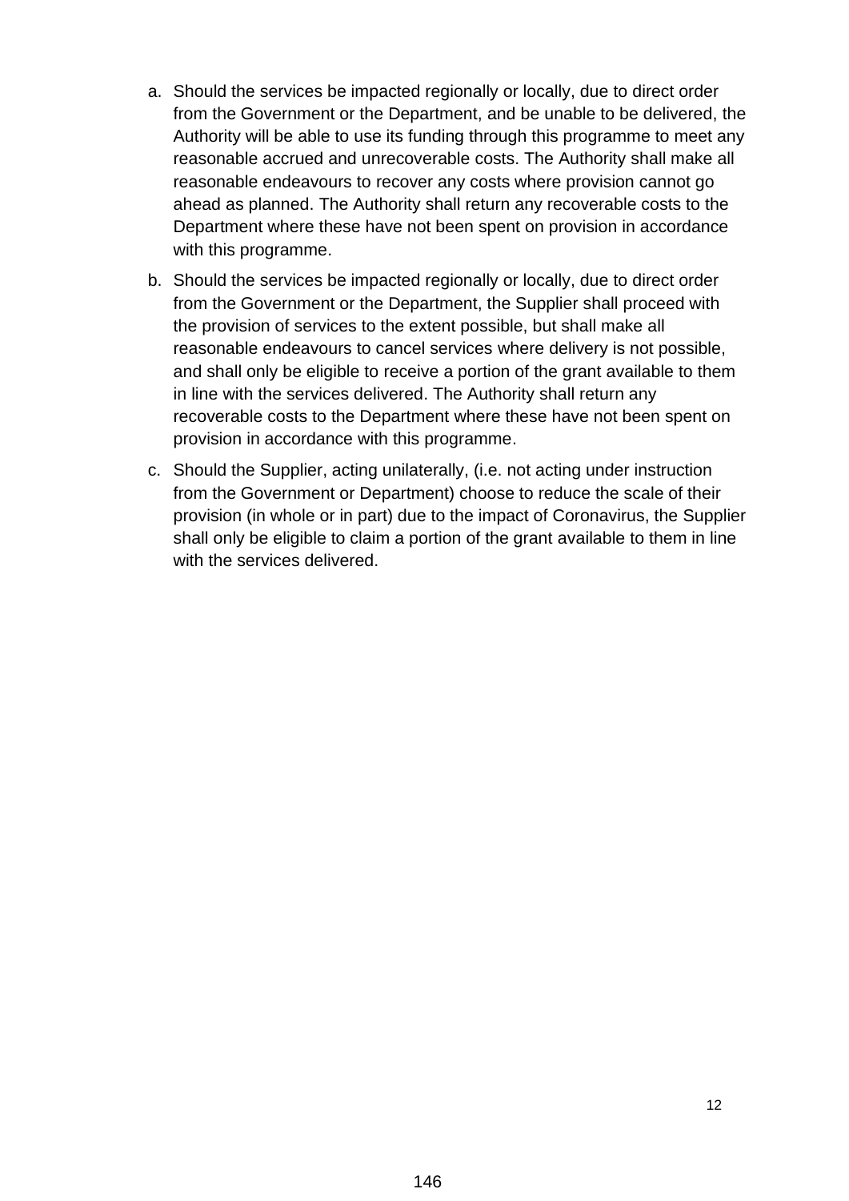a. Should the services be impacted regionally or locally, due to direct order from the Government or the Department, and be unable to be delivered, the Authority will be able to use its funding through this programme to meet any reasonable accrued and unrecoverable costs. The Authority shall make all reasonable endeavours to recover any costs where provision cannot go ahead as planned. The Authority shall return any recoverable costs to the Department where these have not been spent on provision in accordance with this programme.

b. Should the services be impacted regionally or locally, due to direct order from the Government or the Department, the Supplier shall proceed with the provision of services to the extent possible, but shall make all reasonable endeavours to cancel services where delivery is not possible, and shall only be eligible to receive a portion of the grant available to them in line with the services delivered. The Authority shall return any recoverable costs to the Department where these have not been spent on provision in accordance with this programme.

c. Should the Supplier, acting unilaterally, (i.e. not acting under instruction from the Government or Department) choose to reduce the scale of their provision (in whole or in part) due to the impact of Coronavirus, the Supplier shall only be eligible to claim a portion of the grant available to them in line with the services delivered.